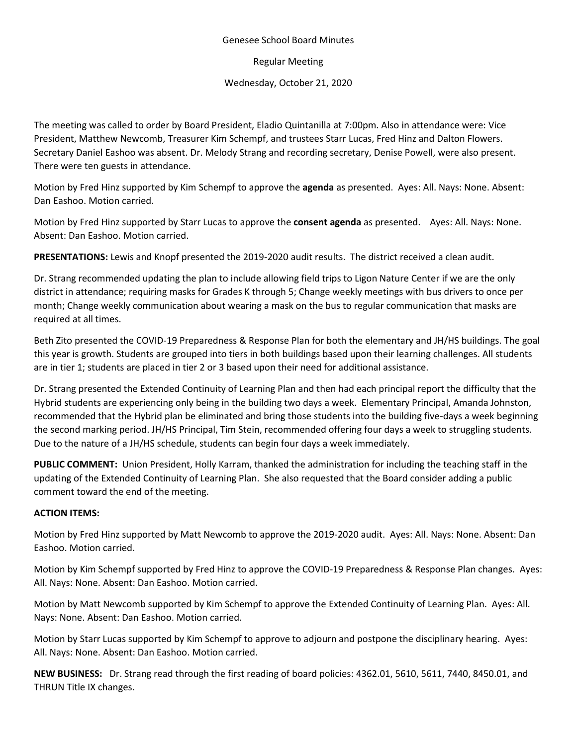Genesee School Board Minutes

Regular Meeting

Wednesday, October 21, 2020

The meeting was called to order by Board President, Eladio Quintanilla at 7:00pm. Also in attendance were: Vice President, Matthew Newcomb, Treasurer Kim Schempf, and trustees Starr Lucas, Fred Hinz and Dalton Flowers. Secretary Daniel Eashoo was absent. Dr. Melody Strang and recording secretary, Denise Powell, were also present. There were ten guests in attendance.

Motion by Fred Hinz supported by Kim Schempf to approve the **agenda** as presented. Ayes: All. Nays: None. Absent: Dan Eashoo. Motion carried.

Motion by Fred Hinz supported by Starr Lucas to approve the **consent agenda** as presented. Ayes: All. Nays: None. Absent: Dan Eashoo. Motion carried.

**PRESENTATIONS:** Lewis and Knopf presented the 2019-2020 audit results. The district received a clean audit.

Dr. Strang recommended updating the plan to include allowing field trips to Ligon Nature Center if we are the only district in attendance; requiring masks for Grades K through 5; Change weekly meetings with bus drivers to once per month; Change weekly communication about wearing a mask on the bus to regular communication that masks are required at all times.

Beth Zito presented the COVID-19 Preparedness & Response Plan for both the elementary and JH/HS buildings. The goal this year is growth. Students are grouped into tiers in both buildings based upon their learning challenges. All students are in tier 1; students are placed in tier 2 or 3 based upon their need for additional assistance.

Dr. Strang presented the Extended Continuity of Learning Plan and then had each principal report the difficulty that the Hybrid students are experiencing only being in the building two days a week. Elementary Principal, Amanda Johnston, recommended that the Hybrid plan be eliminated and bring those students into the building five-days a week beginning the second marking period. JH/HS Principal, Tim Stein, recommended offering four days a week to struggling students. Due to the nature of a JH/HS schedule, students can begin four days a week immediately.

**PUBLIC COMMENT:** Union President, Holly Karram, thanked the administration for including the teaching staff in the updating of the Extended Continuity of Learning Plan. She also requested that the Board consider adding a public comment toward the end of the meeting.

**ACTION ITEMS:**

Motion by Fred Hinz supported by Matt Newcomb to approve the 2019-2020 audit. Ayes: All. Nays: None. Absent: Dan Eashoo. Motion carried.

Motion by Kim Schempf supported by Fred Hinz to approve the COVID-19 Preparedness & Response Plan changes. Ayes: All. Nays: None. Absent: Dan Eashoo. Motion carried.

Motion by Matt Newcomb supported by Kim Schempf to approve the Extended Continuity of Learning Plan. Ayes: All. Nays: None. Absent: Dan Eashoo. Motion carried.

Motion by Starr Lucas supported by Kim Schempf to approve to adjourn and postpone the disciplinary hearing. Ayes: All. Nays: None. Absent: Dan Eashoo. Motion carried.

**NEW BUSINESS:** Dr. Strang read through the first reading of board policies: 4362.01, 5610, 5611, 7440, 8450.01, and THRUN Title IX changes.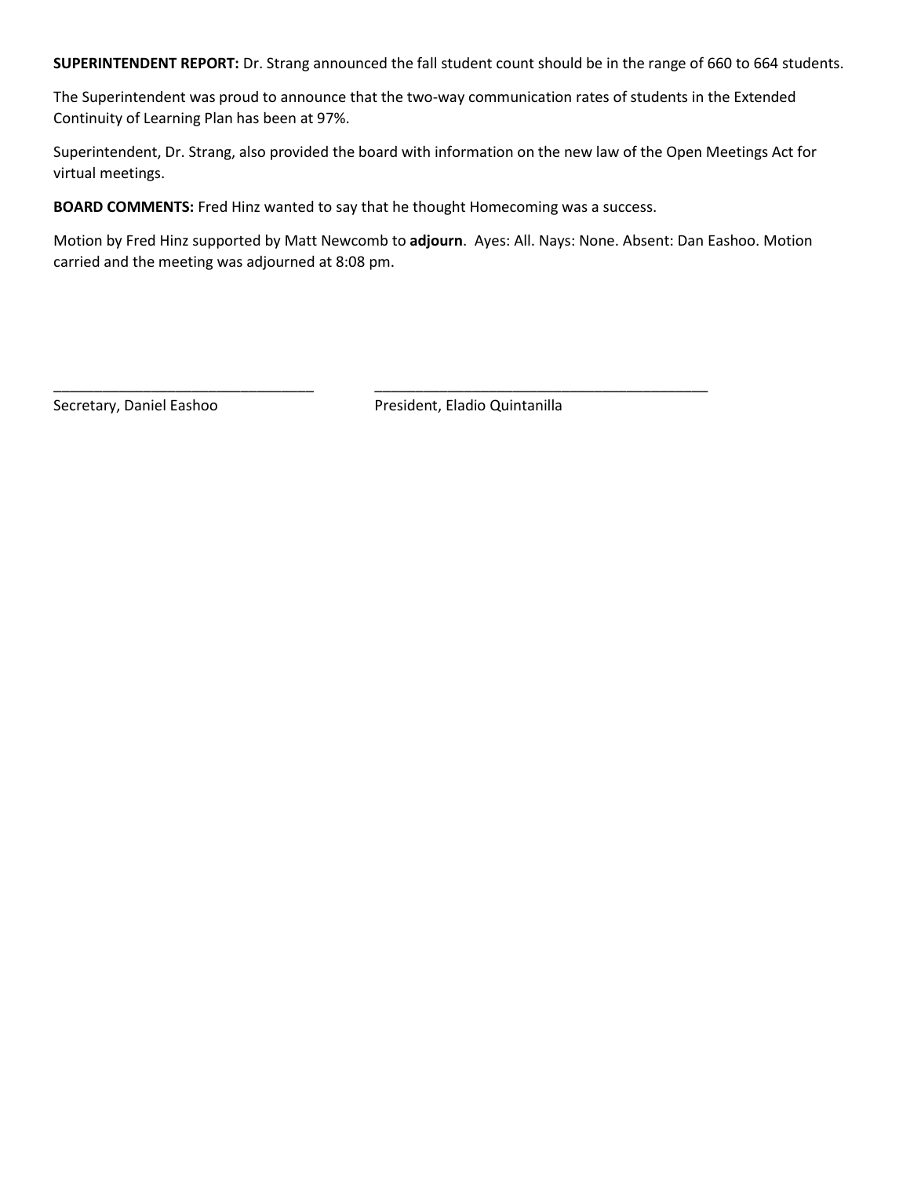**SUPERINTENDENT REPORT:** Dr. Strang announced the fall student count should be in the range of 660 to 664 students.

The Superintendent was proud to announce that the two-way communication rates of students in the Extended Continuity of Learning Plan has been at 97%.

Superintendent, Dr. Strang, also provided the board with information on the new law of the Open Meetings Act for virtual meetings.

**BOARD COMMENTS:** Fred Hinz wanted to say that he thought Homecoming was a success.

Motion by Fred Hinz supported by Matt Newcomb to **adjourn**. Ayes: All. Nays: None. Absent: Dan Eashoo. Motion carried and the meeting was adjourned at 8:08 pm.

________________________________ ________________________________

Secretary, Daniel Eashoo President, Eladio Quintanilla